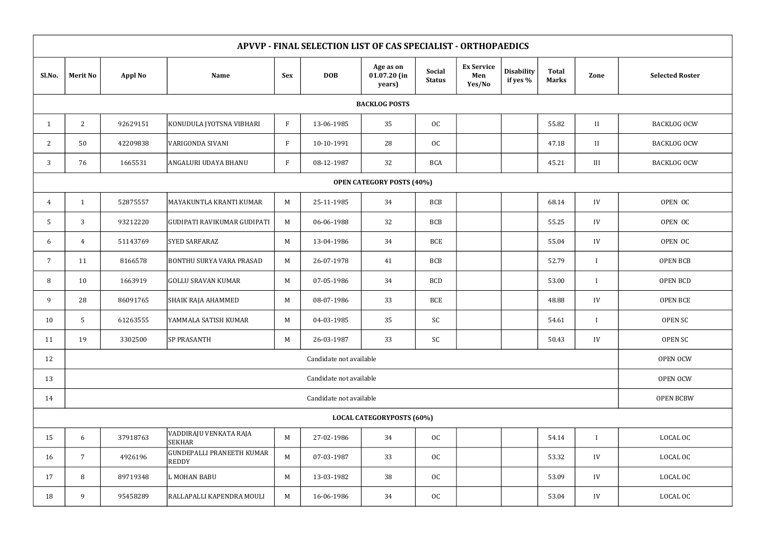| APVVP - FINAL SELECTION LIST OF CAS SPECIALIST - ORTHOPAEDICS | | | | | | | | | | | | |
|---|---|---|---|---|---|---|---|---|---|---|---|---|
| Sl.No. | Merit No | Appl No | Name | Sex | DOB | Age as on 01.07.20 (in years) | Social Status | Ex Service Men Yes/No | Disability if yes % | Total Marks | Zone | Selected Roster |
| **BACKLOG POSTS** | | | | | | | | | | | | |
| 1 | 2 | 92629151 | KONUDULA JYOTSNA VIBHARI | F | 13-06-1985 | 35 | OC | | | 55.82 | II | BACKLOG OCW |
| 2 | 50 | 42209838 | VARIGONDA SIVANI | F | 10-10-1991 | 28 | OC | | | 47.18 | II | BACKLOG OCW |
| 3 | 76 | 1665531 | ANGALURI UDAYA BHANU | F | 08-12-1987 | 32 | BCA | | | 45.21 | III | BACKLOG OCW |
| **OPEN CATEGORY POSTS (40%)** | | | | | | | | | | | | |
| 4 | 1 | 52875557 | MAYAKUNTLA KRANTI KUMAR | M | 25-11-1985 | 34 | BCB | | | 68.14 | IV | OPEN OC |
| 5 | 3 | 93212220 | GUDIPATI RAVIKUMAR GUDIPATI | M | 06-06-1988 | 32 | BCB | | | 55.25 | IV | OPEN OC |
| 6 | 4 | 51143769 | SYED SARFARAZ | M | 13-04-1986 | 34 | BCE | | | 55.04 | IV | OPEN OC |
| 7 | 11 | 8166578 | BONTHU SURYA VARA PRASAD | M | 26-07-1978 | 41 | BCB | | | 52.79 | I | OPEN BCB |
| 8 | 10 | 1663919 | GOLLU SRAVAN KUMAR | M | 07-05-1986 | 34 | BCD | | | 53.00 | I | OPEN BCD |
| 9 | 28 | 86091765 | SHAIK RAJA AHAMMED | M | 08-07-1986 | 33 | BCE | | | 48.88 | IV | OPEN BCE |
| 10 | 5 | 61263555 | YAMMALA SATISH KUMAR | M | 04-03-1985 | 35 | SC | | | 54.61 | I | OPEN SC |
| 11 | 19 | 3302500 | SP PRASANTH | M | 26-03-1987 | 33 | SC | | | 50.43 | IV | OPEN SC |
| 12 | Candidate not available | | | | | | | | | | | OPEN OCW |
| 13 | Candidate not available | | | | | | | | | | | OPEN OCW |
| 14 | Candidate not available | | | | | | | | | | | OPEN BCBW |
| **LOCAL CATEGORYPOSTS (60%)** | | | | | | | | | | | | |
| 15 | 6 | 37918763 | VADDIRAJU VENKATA RAJA SEKHAR | M | 27-02-1986 | 34 | OC | | | 54.14 | I | LOCAL OC |
| 16 | 7 | 4926196 | GUNDEPALLI PRANEETH KUMAR REDDY | M | 07-03-1987 | 33 | OC | | | 53.32 | IV | LOCAL OC |
| 17 | 8 | 89719348 | L MOHAN BABU | M | 13-03-1982 | 38 | OC | | | 53.09 | IV | LOCAL OC |
| 18 | 9 | 95458289 | RALLAPALLI KAPENDRA MOULI | M | 16-06-1986 | 34 | OC | | | 53.04 | IV | LOCAL OC |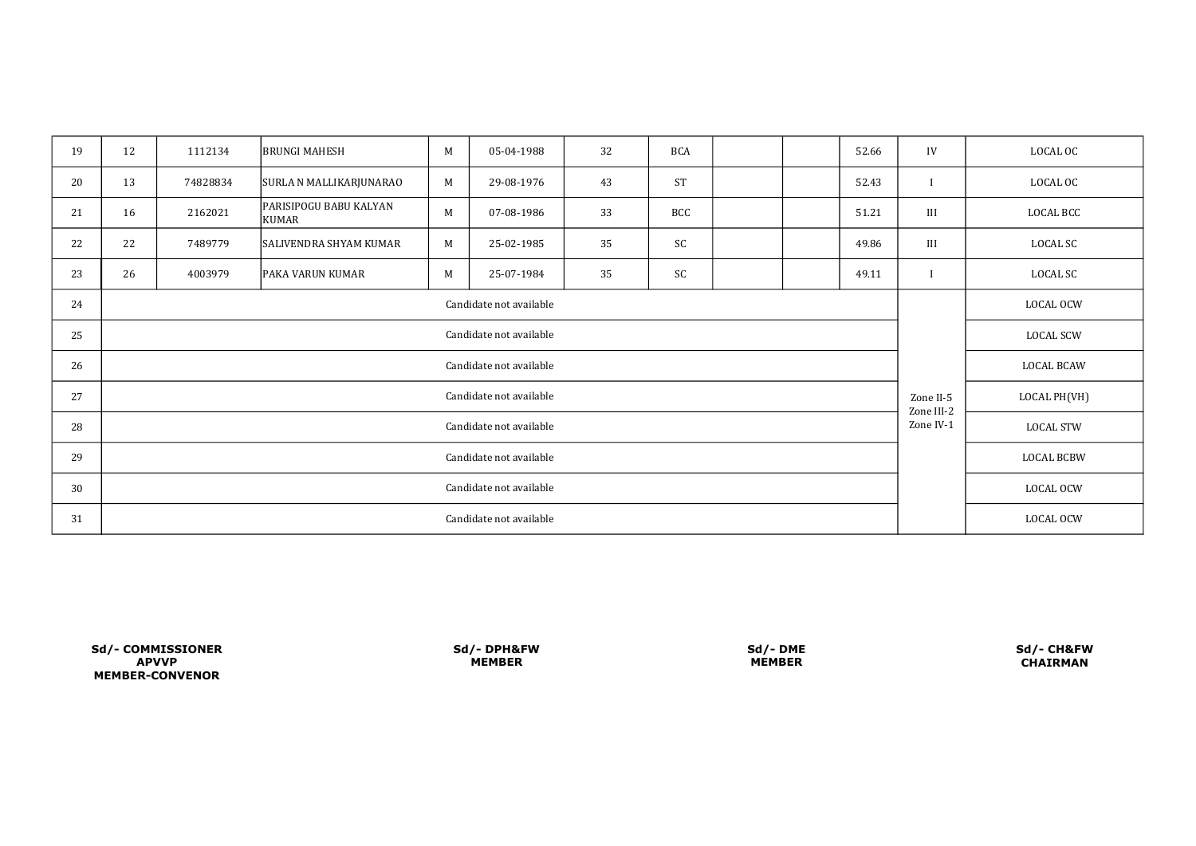| | | | | | | | | | | | | |
|---|---|---|---|---|---|---|---|---|---|---|---|---|
| 19 | 12 | 1112134 | BRUNGI MAHESH | M | 05-04-1988 | 32 | BCA | | | 52.66 | IV | LOCAL OC |
| 20 | 13 | 74828834 | SURLA N MALLIKARJUNARAO | M | 29-08-1976 | 43 | ST | | | 52.43 | I | LOCAL OC |
| 21 | 16 | 2162021 | PARISIPOGU BABU KALYAN KUMAR | M | 07-08-1986 | 33 | BCC | | | 51.21 | III | LOCAL BCC |
| 22 | 22 | 7489779 | SALIVENDRA SHYAM KUMAR | M | 25-02-1985 | 35 | SC | | | 49.86 | III | LOCAL SC |
| 23 | 26 | 4003979 | PAKA VARUN KUMAR | M | 25-07-1984 | 35 | SC | | | 49.11 | I | LOCAL SC |
| 24 | Candidate not available | | | | | | | | | | Zone II-5 Zone III-2 Zone IV-1 | LOCAL OCW |
| 25 | Candidate not available | | | | | | | | | | | LOCAL SCW |
| 26 | Candidate not available | | | | | | | | | | | LOCAL BCAW |
| 27 | Candidate not available | | | | | | | | | | | LOCAL PH(VH) |
| 28 | Candidate not available | | | | | | | | | | | LOCAL STW |
| 29 | Candidate not available | | | | | | | | | | | LOCAL BCBW |
| 30 | Candidate not available | | | | | | | | | | | LOCAL OCW |
| 31 | Candidate not available | | | | | | | | | | | LOCAL OCW |

**Sd/- COMMISSIONER**
**APVVP**
**MEMBER-CONVENOR**

**Sd/- DPH&FW**
**MEMBER**

**Sd/- DME**
**MEMBER**

**Sd/- CH&FW**
**CHAIRMAN**